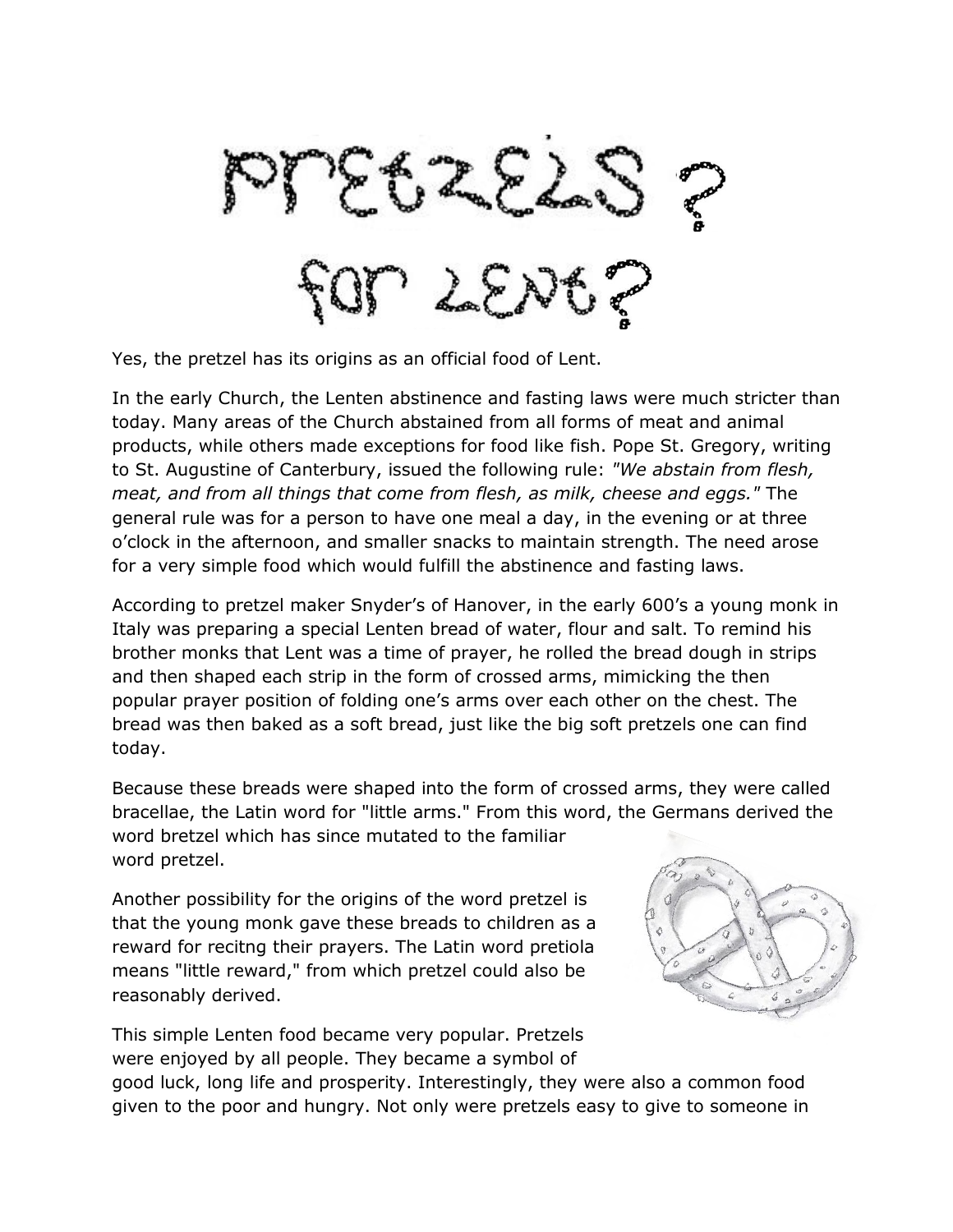# Pretzels? for Lent?

Yes, the pretzel has its origins as an official food of Lent.

In the early Church, the Lenten abstinence and fasting laws were much stricter than today. Many areas of the Church abstained from all forms of meat and animal products, while others made exceptions for food like fish. Pope St. Gregory, writing to St. Augustine of Canterbury, issued the following rule: *"We abstain from flesh, meat, and from all things that come from flesh, as milk, cheese and eggs."* The general rule was for a person to have one meal a day, in the evening or at three o'clock in the afternoon, and smaller snacks to maintain strength. The need arose for a very simple food which would fulfill the abstinence and fasting laws.

According to pretzel maker Snyder's of Hanover, in the early 600's a young monk in Italy was preparing a special Lenten bread of water, flour and salt. To remind his brother monks that Lent was a time of prayer, he rolled the bread dough in strips and then shaped each strip in the form of crossed arms, mimicking the then popular prayer position of folding one's arms over each other on the chest. The bread was then baked as a soft bread, just like the big soft pretzels one can find today.

Because these breads were shaped into the form of crossed arms, they were called bracellae, the Latin word for "little arms." From this word, the Germans derived the word bretzel which has since mutated to the familiar word pretzel.

Another possibility for the origins of the word pretzel is that the young monk gave these breads to children as a reward for recitng their prayers. The Latin word pretiola means "little reward," from which pretzel could also be reasonably derived.

This simple Lenten food became very popular. Pretzels were enjoyed by all people. They became a symbol of good luck, long life and prosperity. Interestingly, they were also a common food given to the poor and hungry. Not only were pretzels easy to give to someone in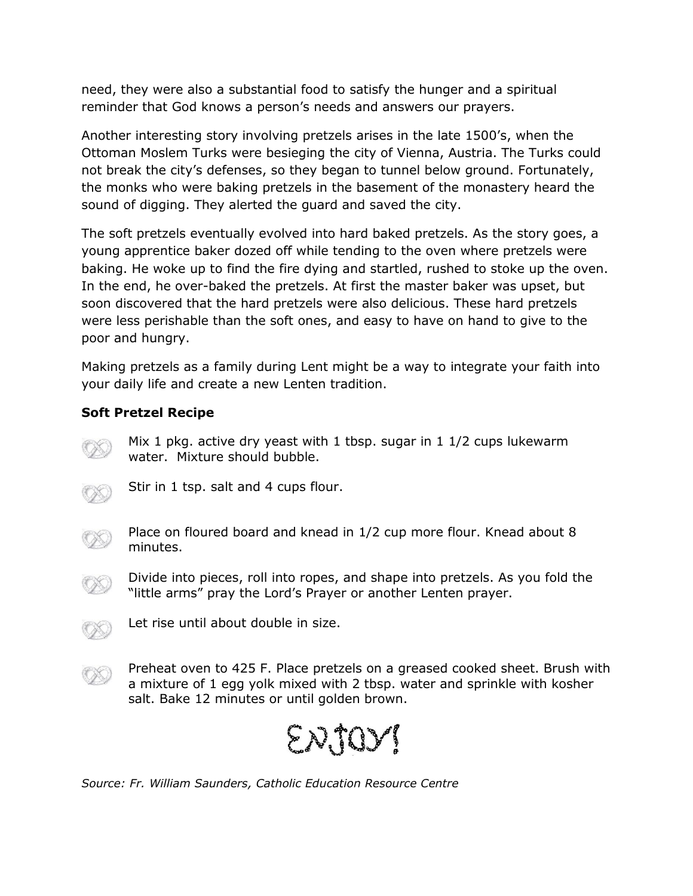need, they were also a substantial food to satisfy the hunger and a spiritual reminder that God knows a person's needs and answers our prayers.

Another interesting story involving pretzels arises in the late 1500's, when the Ottoman Moslem Turks were besieging the city of Vienna, Austria. The Turks could not break the city's defenses, so they began to tunnel below ground. Fortunately, the monks who were baking pretzels in the basement of the monastery heard the sound of digging. They alerted the guard and saved the city.

The soft pretzels eventually evolved into hard baked pretzels. As the story goes, a young apprentice baker dozed off while tending to the oven where pretzels were baking. He woke up to find the fire dying and startled, rushed to stoke up the oven. In the end, he over-baked the pretzels. At first the master baker was upset, but soon discovered that the hard pretzels were also delicious. These hard pretzels were less perishable than the soft ones, and easy to have on hand to give to the poor and hungry.

Making pretzels as a family during Lent might be a way to integrate your faith into your daily life and create a new Lenten tradition.

**Soft Pretzel Recipe**

- Mix 1 pkg. active dry yeast with 1 tbsp. sugar in 1 1/2 cups lukewarm water. Mixture should bubble.
- Stir in 1 tsp. salt and 4 cups flour.
- Place on floured board and knead in 1/2 cup more flour. Knead about 8 minutes.
- Divide into pieces, roll into ropes, and shape into pretzels. As you fold the "little arms" pray the Lord's Prayer or another Lenten prayer.
- Let rise until about double in size.
- Preheat oven to 425 F. Place pretzels on a greased cooked sheet. Brush with a mixture of 1 egg yolk mixed with 2 tbsp. water and sprinkle with kosher salt. Bake 12 minutes or until golden brown.

ENJOY!

*Source: Fr. William Saunders, Catholic Education Resource Centre*